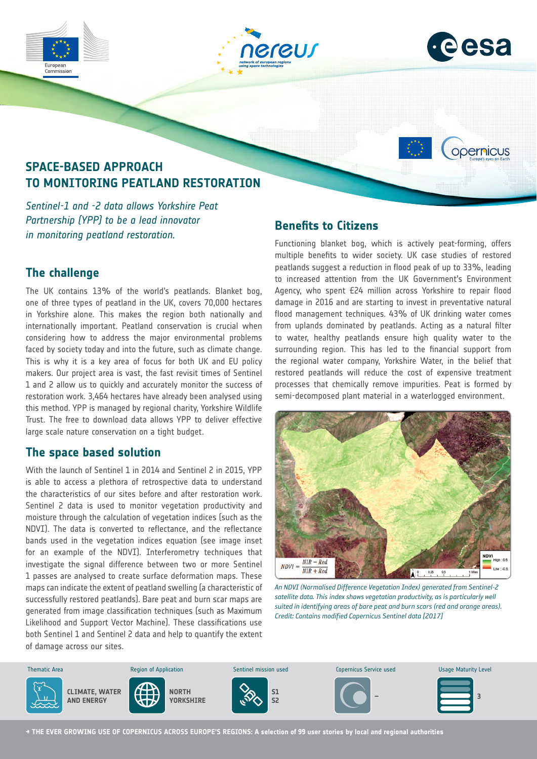# SPACE-BASED APPROACH TO MONITORING PEATLAND RESTORATION

*Sentinel-1 and -2 data allows Yorkshire Peat Partnership (YPP) to be a lead innovator in monitoring peatland restoration.*

## The challenge

The UK contains 13% of the world's peatlands. Blanket bog, one of three types of peatland in the UK, covers 70,000 hectares in Yorkshire alone. This makes the region both nationally and internationally important. Peatland conservation is crucial when considering how to address the major environmental problems faced by society today and into the future, such as climate change. This is why it is a key area of focus for both UK and EU policy makers. Our project area is vast, the fast revisit times of Sentinel 1 and 2 allow us to quickly and accurately monitor the success of restoration work. 3,464 hectares have already been analysed using this method. YPP is managed by regional charity, Yorkshire Wildlife Trust. The free to download data allows YPP to deliver effective large scale nature conservation on a tight budget.

## The space based solution

With the launch of Sentinel 1 in 2014 and Sentinel 2 in 2015, YPP is able to access a plethora of retrospective data to understand the characteristics of our sites before and after restoration work. Sentinel 2 data is used to monitor vegetation productivity and moisture through the calculation of vegetation indices (such as the NDVI). The data is converted to reflectance, and the reflectance bands used in the vegetation indices equation (see image inset for an example of the NDVI). Interferometry techniques that investigate the signal difference between two or more Sentinel 1 passes are analysed to create surface deformation maps. These maps can indicate the extent of peatland swelling (a characteristic of successfully restored peatlands). Bare peat and burn scar maps are generated from image classification techniques (such as Maximum Likelihood and Support Vector Machine). These classifications use both Sentinel 1 and Sentinel 2 data and help to quantify the extent of damage across our sites.

## Benefits to Citizens

Functioning blanket bog, which is actively peat-forming, offers multiple benefits to wider society. UK case studies of restored peatlands suggest a reduction in flood peak of up to 33%, leading to increased attention from the UK Government's Environment Agency, who spent £24 million across Yorkshire to repair flood damage in 2016 and are starting to invest in preventative natural flood management techniques. 43% of UK drinking water comes from uplands dominated by peatlands. Acting as a natural filter to water, healthy peatlands ensure high quality water to the surrounding region. This has led to the financial support from the regional water company, Yorkshire Water, in the belief that restored peatlands will reduce the cost of expensive treatment processes that chemically remove impurities. Peat is formed by semi-decomposed plant material in a waterlogged environment.

$$NDVI = \frac{NIR - Red}{NIR + Red}$$

*An NDVI (Normalised Difference Vegetation Index) generated from Sentinel-2 satellite data. This index shows vegetation productivity, as is particularly well suited in identifying areas of bare peat and burn scars (red and orange areas). Credit: Contains modified Copernicus Sentinel data [2017]*

| Thematic Area | Region of Application | Sentinel mission used | Copernicus Service used | Usage Maturity Level |
| --- | --- | --- | --- | --- |
| CLIMATE, WATER AND ENERGY | NORTH YORKSHIRE | S1 S2 | – | 3 |

→ THE EVER GROWING USE OF COPERNICUS ACROSS EUROPE'S REGIONS: A selection of 99 user stories by local and regional authorities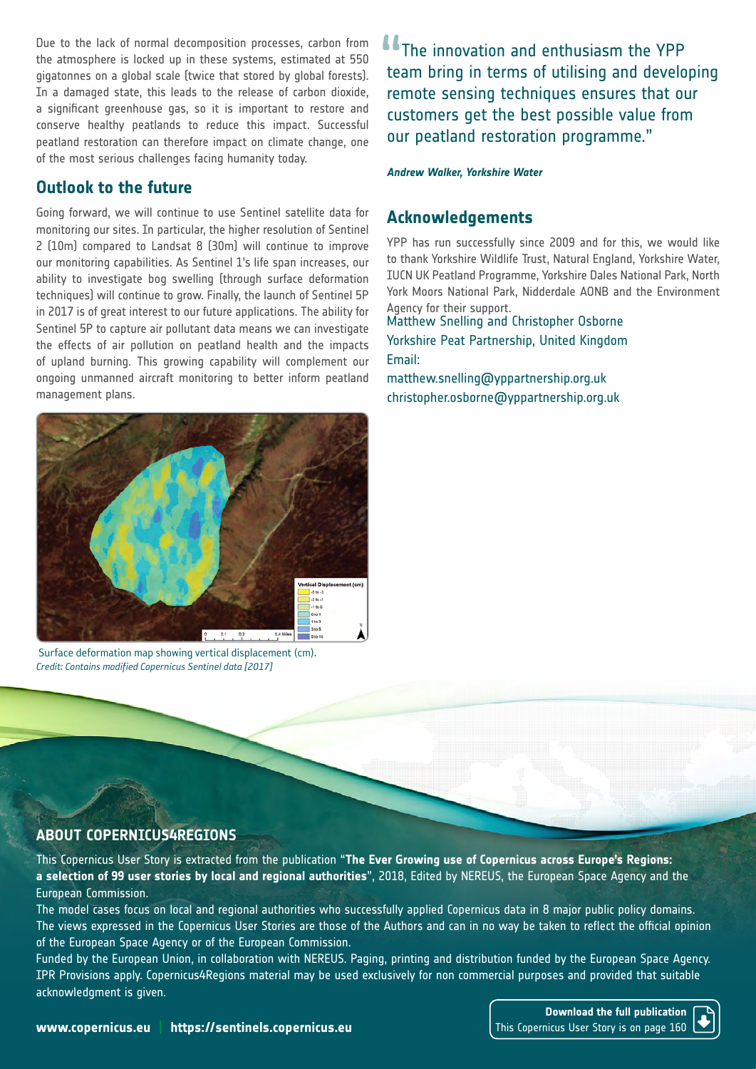Due to the lack of normal decomposition processes, carbon from the atmosphere is locked up in these systems, estimated at 550 gigatonnes on a global scale (twice that stored by global forests). In a damaged state, this leads to the release of carbon dioxide, a significant greenhouse gas, so it is important to restore and conserve healthy peatlands to reduce this impact. Successful peatland restoration can therefore impact on climate change, one of the most serious challenges facing humanity today.

## Outlook to the future

Going forward, we will continue to use Sentinel satellite data for monitoring our sites. In particular, the higher resolution of Sentinel 2 (10m) compared to Landsat 8 (30m) will continue to improve our monitoring capabilities. As Sentinel 1's life span increases, our ability to investigate bog swelling (through surface deformation techniques) will continue to grow. Finally, the launch of Sentinel 5P in 2017 is of great interest to our future applications. The ability for Sentinel 5P to capture air pollutant data means we can investigate the effects of air pollution on peatland health and the impacts of upland burning. This growing capability will complement our ongoing unmanned aircraft monitoring to better inform peatland management plans.

Vertical Displacement (cm)
-5 to -3
-3 to -1
-1 to 0
0 to 1
1 to 3
3 to 5
5 to 10
0 0.1 0.2 0.4 Miles
N

Surface deformation map showing vertical displacement (cm).
*Credit: Contains modified Copernicus Sentinel data [2017]*

"The innovation and enthusiasm the YPP team bring in terms of utilising and developing remote sensing techniques ensures that our customers get the best possible value from our peatland restoration programme."

***Andrew Walker, Yorkshire Water***

## Acknowledgements

YPP has run successfully since 2009 and for this, we would like to thank Yorkshire Wildlife Trust, Natural England, Yorkshire Water, IUCN UK Peatland Programme, Yorkshire Dales National Park, North York Moors National Park, Nidderdale AONB and the Environment Agency for their support.

Matthew Snelling and Christopher Osborne
Yorkshire Peat Partnership, United Kingdom
Email:
matthew.snelling@yppartnership.org.uk
christopher.osborne@yppartnership.org.uk

## ABOUT COPERNICUS4REGIONS

This Copernicus User Story is extracted from the publication "**The Ever Growing use of Copernicus across Europe's Regions: a selection of 99 user stories by local and regional authorities**", 2018, Edited by NEREUS, the European Space Agency and the European Commission.

The model cases focus on local and regional authorities who successfully applied Copernicus data in 8 major public policy domains. The views expressed in the Copernicus User Stories are those of the Authors and can in no way be taken to reflect the official opinion of the European Space Agency or of the European Commission.

Funded by the European Union, in collaboration with NEREUS. Paging, printing and distribution funded by the European Space Agency. IPR Provisions apply. Copernicus4Regions material may be used exclusively for non commercial purposes and provided that suitable acknowledgment is given.

**www.copernicus.eu** | **https://sentinels.copernicus.eu**

**Download the full publication**
This Copernicus User Story is on page 160